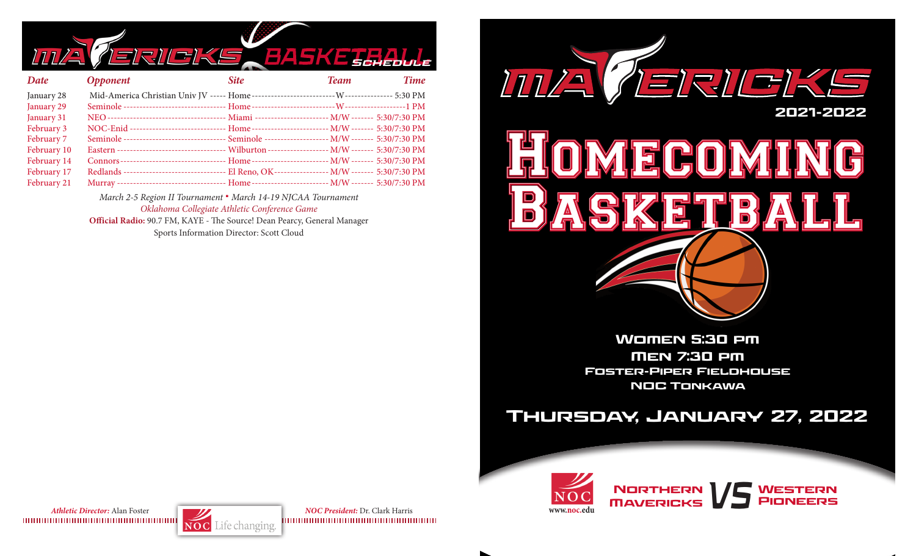# MAVERICKS BASKETBALL SCHEDULE

| Date | Opponent | Site | Team | Time |
|---|---|---|---|---|
| January 28 | Mid-America Christian Univ JV | Home | W | 5:30 PM |
| January 29 | Seminole | Home | W | 1 PM |
| January 31 | NEO | Miami | M/W | 5:30/7:30 PM |
| February 3 | NOC-Enid | Home | M/W | 5:30/7:30 PM |
| February 7 | Seminole | Seminole | M/W | 5:30/7:30 PM |
| February 10 | Eastern | Wilburton | M/W | 5:30/7:30 PM |
| February 14 | Connors | Home | M/W | 5:30/7:30 PM |
| February 17 | Redlands | El Reno, OK | M/W | 5:30/7:30 PM |
| February 21 | Murray | Home | M/W | 5:30/7:30 PM |

*March 2-5 Region II Tournament • March 14-19 NJCAA Tournament*

*Oklahoma Collegiate Athletic Conference Game*

**Official Radio:** 90.7 FM, KAYE - The Source! Dean Pearcy, General Manager

Sports Information Director: Scott Cloud

***Athletic Director:*** Alan Foster

NOC Life changing.

***NOC President:*** Dr. Clark Harris

# MAVERICKS

2021-2022

# HOMECOMING BASKETBALL

WOMEN 5:30 PM

MEN 7:30 PM

FOSTER-PIPER FIELDHOUSE

NOC TONKAWA

## THURSDAY, JANUARY 27, 2022

NOC www.noc.edu

NORTHERN MAVERICKS VS WESTERN PIONEERS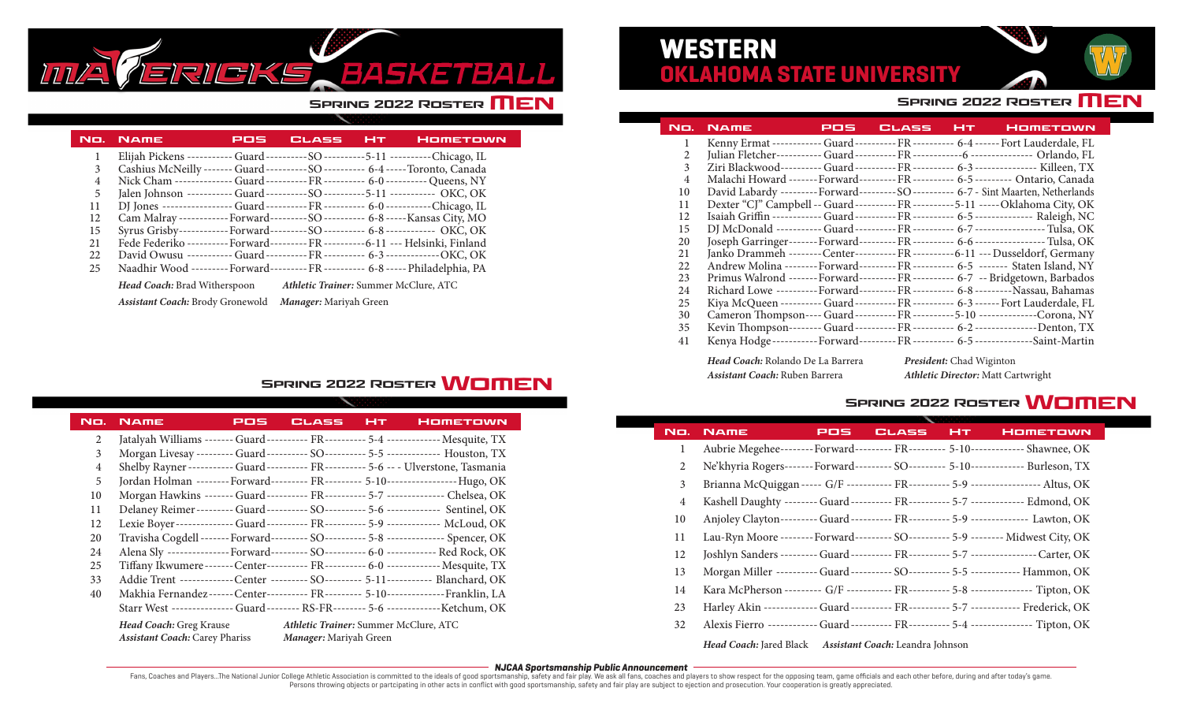# MAVERICKS BASKETBALL

## SPRING 2022 ROSTER MEN

| No. | Name | POS | Class | HT | Hometown |
|---|---|---|---|---|---|
| 1 | Elijah Pickens | Guard | SO | 5-11 | Chicago, IL |
| 3 | Cashius McNeilly | Guard | SO | 6-4 | Toronto, Canada |
| 4 | Nick Cham | Guard | FR | 6-0 | Queens, NY |
| 5 | Jalen Johnson | Guard | SO | 5-11 | OKC, OK |
| 11 | DJ Jones | Guard | FR | 6-0 | Chicago, IL |
| 12 | Cam Malray | Forward | SO | 6-8 | Kansas City, MO |
| 15 | Syrus Grisby | Forward | SO | 6-8 | OKC, OK |
| 21 | Fede Federiko | Forward | FR | 6-11 | Helsinki, Finland |
| 22 | David Owusu | Guard | FR | 6-3 | OKC, OK |
| 25 | Naadhir Wood | Forward | FR | 6-8 | Philadelphia, PA |

***Head Coach:*** Brad Witherspoon ***Athletic Trainer:*** Summer McClure, ATC

***Assistant Coach:*** Brody Gronewold ***Manager:*** Mariyah Green

## SPRING 2022 ROSTER WOMEN

| No. | Name | POS | Class | HT | Hometown |
|---|---|---|---|---|---|
| 2 | Jatalyah Williams | Guard | FR | 5-4 | Mesquite, TX |
| 3 | Morgan Livesay | Guard | SO | 5-5 | Houston, TX |
| 4 | Shelby Rayner | Guard | FR | 5-6 | Ulverstone, Tasmania |
| 5 | Jordan Holman | Forward | FR | 5-10 | Hugo, OK |
| 10 | Morgan Hawkins | Guard | FR | 5-7 | Chelsea, OK |
| 11 | Delaney Reimer | Guard | SO | 5-6 | Sentinel, OK |
| 12 | Lexie Boyer | Guard | FR | 5-9 | McLoud, OK |
| 20 | Travisha Cogdell | Forward | SO | 5-8 | Spencer, OK |
| 24 | Alena Sly | Forward | SO | 6-0 | Red Rock, OK |
| 25 | Tiffany Ikwumere | Center | FR | 6-0 | Mesquite, TX |
| 33 | Addie Trent | Center | SO | 5-11 | Blanchard, OK |
| 40 | Makhia Fernandez | Center | FR | 5-10 | Franklin, LA |
| | Starr West | Guard | RS-FR | 5-6 | Ketchum, OK |

***Head Coach:*** Greg Krause ***Athletic Trainer:*** Summer McClure, ATC

***Assistant Coach:*** Carey Phariss ***Manager:*** Mariyah Green

# WESTERN OKLAHOMA STATE UNIVERSITY

## SPRING 2022 ROSTER MEN

| No. | Name | POS | Class | HT | Hometown |
|---|---|---|---|---|---|
| 1 | Kenny Ermat | Guard | FR | 6-4 | Fort Lauderdale, FL |
| 2 | Julian Fletcher | Guard | FR | 6 | Orlando, FL |
| 3 | Ziri Blackwood | Guard | FR | 6-3 | Killeen, TX |
| 4 | Malachi Howard | Forward | FR | 6-5 | Ontario, Canada |
| 10 | David Labardy | Forward | SO | 6-7 | Sint Maarten, Netherlands |
| 11 | Dexter "CJ" Campbell | Guard | FR | 5-11 | Oklahoma City, OK |
| 12 | Isaiah Griffin | Guard | FR | 6-5 | Raleigh, NC |
| 15 | DJ McDonald | Guard | FR | 6-7 | Tulsa, OK |
| 20 | Joseph Garringer | Forward | FR | 6-6 | Tulsa, OK |
| 21 | Janko Drammeh | Center | FR | 6-11 | Dusseldorf, Germany |
| 22 | Andrew Molina | Forward | FR | 6-5 | Staten Island, NY |
| 23 | Primus Walrond | Forward | FR | 6-7 | Bridgetown, Barbados |
| 24 | Richard Lowe | Forward | FR | 6-8 | Nassau, Bahamas |
| 25 | Kiya McQueen | Guard | FR | 6-3 | Fort Lauderdale, FL |
| 30 | Cameron Thompson | Guard | FR | 5-10 | Corona, NY |
| 35 | Kevin Thompson | Guard | FR | 6-2 | Denton, TX |
| 41 | Kenya Hodge | Forward | FR | 6-5 | Saint-Martin |

***Head Coach:*** Rolando De La Barrera ***President:*** Chad Wiginton

***Assistant Coach:*** Ruben Barrera ***Athletic Director:*** Matt Cartwright

## SPRING 2022 ROSTER WOMEN

| No. | Name | POS | Class | HT | Hometown |
|---|---|---|---|---|---|
| 1 | Aubrie Megehee | Forward | FR | 5-10 | Shawnee, OK |
| 2 | Ne'khyria Rogers | Forward | SO | 5-10 | Burleson, TX |
| 3 | Brianna McQuiggan | G/F | FR | 5-9 | Altus, OK |
| 4 | Kashell Daughty | Guard | FR | 5-7 | Edmond, OK |
| 10 | Anjoley Clayton | Guard | FR | 5-9 | Lawton, OK |
| 11 | Lau-Ryn Moore | Forward | SO | 5-9 | Midwest City, OK |
| 12 | Joshlyn Sanders | Guard | FR | 5-7 | Carter, OK |
| 13 | Morgan Miller | Guard | SO | 5-5 | Hammon, OK |
| 14 | Kara McPherson | G/F | FR | 5-8 | Tipton, OK |
| 23 | Harley Akin | Guard | FR | 5-7 | Frederick, OK |
| 32 | Alexis Fierro | Guard | FR | 5-4 | Tipton, OK |

***Head Coach:*** Jared Black ***Assistant Coach:*** Leandra Johnson

***NJCAA Sportsmanship Public Announcement***

Fans, Coaches and Players...The National Junior College Athletic Association is committed to the ideals of good sportsmanship, safety and fair play. We ask all fans, coaches and players to show respect for the opposing team, game officials and each other before, during and after today's game. Persons throwing objects or partcipating in other acts in conflict with good sportsmanship, safety and fair play are subject to ejection and prosecution. Your cooperation is greatly appreciated.